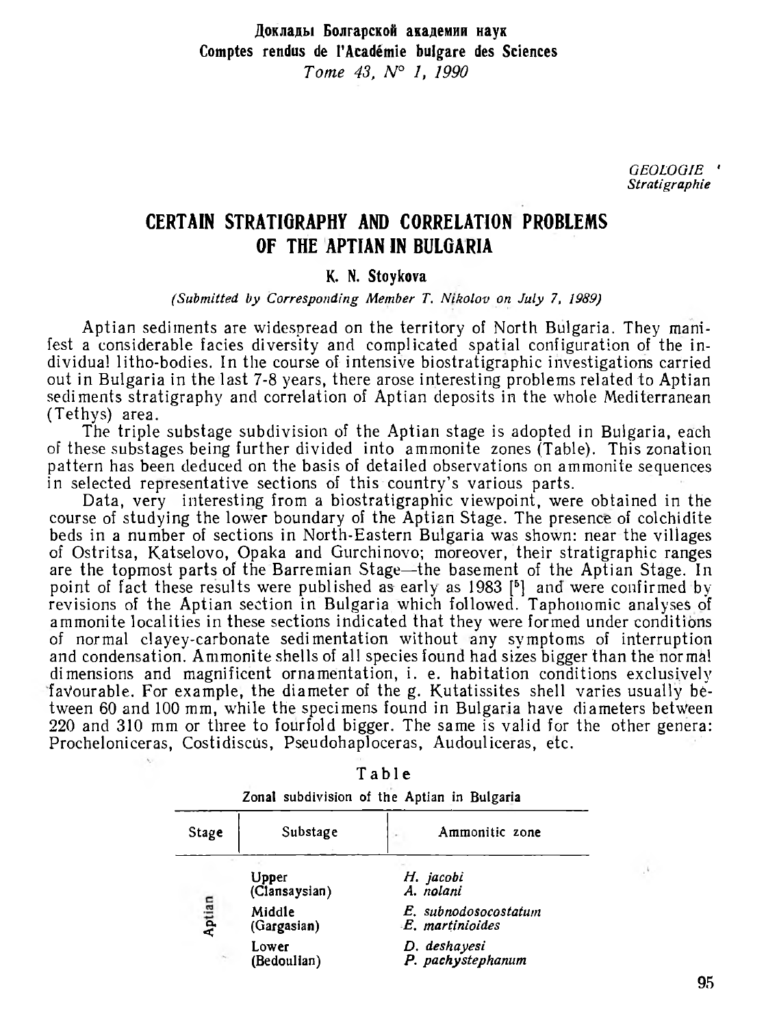GEOLOGIE
*Stratigraphie*

# CERTAIN STRATIGRAPHY AND CORRELATION PROBLEMS OF THE APTIAN IN BULGARIA

**K. N. Stoykova**

*(Submitted by Corresponding Member T. Nikolov on July 7, 1989)*

Aptian sediments are widespread on the territory of North Bulgaria. They manifest a considerable facies diversity and complicated spatial configuration of the individual litho-bodies. In the course of intensive biostratigraphic investigations carried out in Bulgaria in the last 7-8 years, there arose interesting problems related to Aptian sediments stratigraphy and correlation of Aptian deposits in the whole Mediterranean (Tethys) area.

The triple substage subdivision of the Aptian stage is adopted in Bulgaria, each of these substages being further divided into ammonite zones (Table). This zonation pattern has been deduced on the basis of detailed observations on ammonite sequences in selected representative sections of this country's various parts.

Data, very interesting from a biostratigraphic viewpoint, were obtained in the course of studying the lower boundary of the Aptian Stage. The presence of colchidite beds in a number of sections in North-Eastern Bulgaria was shown: near the villages of Ostritsa, Katselovo, Opaka and Gurchinovo; moreover, their stratigraphic ranges are the topmost parts of the Barremian Stage—the basement of the Aptian Stage. In point of fact these results were published as early as 1983 [5] and were confirmed by revisions of the Aptian section in Bulgaria which followed. Taphonomic analyses of ammonite localities in these sections indicated that they were formed under conditions of normal clayey-carbonate sedimentation without any symptoms of interruption and condensation. Ammonite shells of all species found had sizes bigger than the normal dimensions and magnificent ornamentation, i. e. habitation conditions exclusively favourable. For example, the diameter of the g. Kutatissites shell varies usually between 60 and 100 mm, while the specimens found in Bulgaria have diameters between 220 and 310 mm or three to fourfold bigger. The same is valid for the other genera: Procheloniceras, Costidiscus, Pseudohaploceras, Audouliceras, etc.

Table

Zonal subdivision of the Aptian in Bulgaria

| Stage | Substage | Ammonitic zone |
|---|---|---|
| Aptian | Upper (Clansaysian) | *H. jacobi*<br>*A. nolani* |
| | Middle (Gargasian) | *E. subnodosocostatum*<br>*E. martinioides* |
| | Lower (Bedoulian) | *D. deshayesi*<br>*P. pachystephanum* |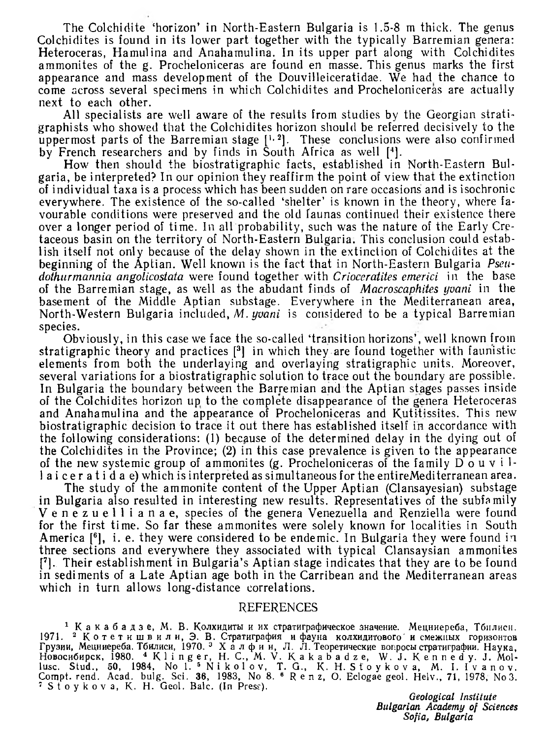The Colchidite 'horizon' in North-Eastern Bulgaria is 1.5-8 m thick. The genus Colchidites is found in its lower part together with the typically Barremian genera: Heteroceras, Hamulina and Anahamulina. In its upper part along with Colchidites ammonites of the g. Procheloniceras are found en masse. This genus marks the first appearance and mass development of the Douvilleiceratidae. We had the chance to come across several specimens in which Colchidites and Procheloniceras are actually next to each other.

All specialists are well aware of the results from studies by the Georgian stratigraphists who showed that the Colchidites horizon should be referred decisively to the uppermost parts of the Barremian stage [1, 2]. These conclusions were also confirmed by French researchers and by finds in South Africa as well [4].

How then should the biostratigraphic facts, established in North-Eastern Bulgaria, be interpreted? In our opinion they reaffirm the point of view that the extinction of individual taxa is a process which has been sudden on rare occasions and is isochronic everywhere. The existence of the so-called 'shelter' is known in the theory, where favourable conditions were preserved and the old faunas continued their existence there over a longer period of time. In all probability, such was the nature of the Early Cretaceous basin on the territory of North-Eastern Bulgaria. This conclusion could establish itself not only because of the delay shown in the extinction of Colchidites at the beginning of the Aptian. Well known is the fact that in North-Eastern Bulgaria *Pseudothurmannia angolicostata* were found together with *Crioceratites emerici* in the base of the Barremian stage, as well as the abudant finds of *Macroscaphites yvani* in the basement of the Middle Aptian substage. Everywhere in the Mediterranean area, North-Western Bulgaria included, *M. yvani* is considered to be a typical Barremian species.

Obviously, in this case we face the so-called 'transition horizons', well known from stratigraphic theory and practices [3] in which they are found together with faunistic elements from both the underlaying and overlaying stratigraphic units. Moreover, several variations for a biostratigraphic solution to trace out the boundary are possible. In Bulgaria the boundary between the Barremian and the Aptian stages passes inside of the Colchidites horizon up to the complete disappearance of the genera Heteroceras and Anahamulina and the appearance of Procheloniceras and Kutitissites. This new biostratigraphic decision to trace it out there has established itself in accordance with the following considerations: (1) because of the determined delay in the dying out of the Colchidites in the Province; (2) in this case prevalence is given to the appearance of the new systemic group of ammonites (g. Procheloniceras of the family Douvillaiceratidae) which is interpreted as simultaneous for the entireMediterranean area.

The study of the ammonite content of the Upper Aptian (Clansayesian) substage in Bulgaria also resulted in interesting new results. Representatives of the subfamily Venezuellianae, species of the genera Venezuella and Renziella were found for the first time. So far these ammonites were solely known for localities in South America [6], i. e. they were considered to be endemic. In Bulgaria they were found in three sections and everywhere they associated with typical Clansaysian ammonites [7]. Their establishment in Bulgaria's Aptian stage indicates that they are to be found in sediments of a Late Aptian age both in the Carribean and the Mediterranean areas which in turn allows long-distance correlations.

## REFERENCES

[1] Какабадзе, М. В. Колхидиты и их стратиграфическое значение. Мецниереба, Тбилиси. 1971. [2] Котетишвили, Э. В. Стратиграфия и фауна колхидитового и смежных горизонтов Грузии, Мецниереба. Тбилиси, 1970. [3] Халфин, Л. Л. Теоретические вопросы стратиграфии. Наука, Новосибирск, 1980. [4] Klinger, H. C., M. V. Kakabadze, W. J. Kennedy. J. Mollusc. Stud., 50, 1984, No 1. [5] Nikolov, T. G., K. H. Stoykova, M. I. Ivanov. Compt. rend. Acad. bulg. Sci. 36, 1983, No 8. [6] Renz, O. Eclogae geol. Helv., 71, 1978, No 3. [7] Stoykova, K. H. Geol. Balc. (In Press).

*Geological Institute*
*Bulgarian Academy of Sciences*
*Sofia, Bulgaria*